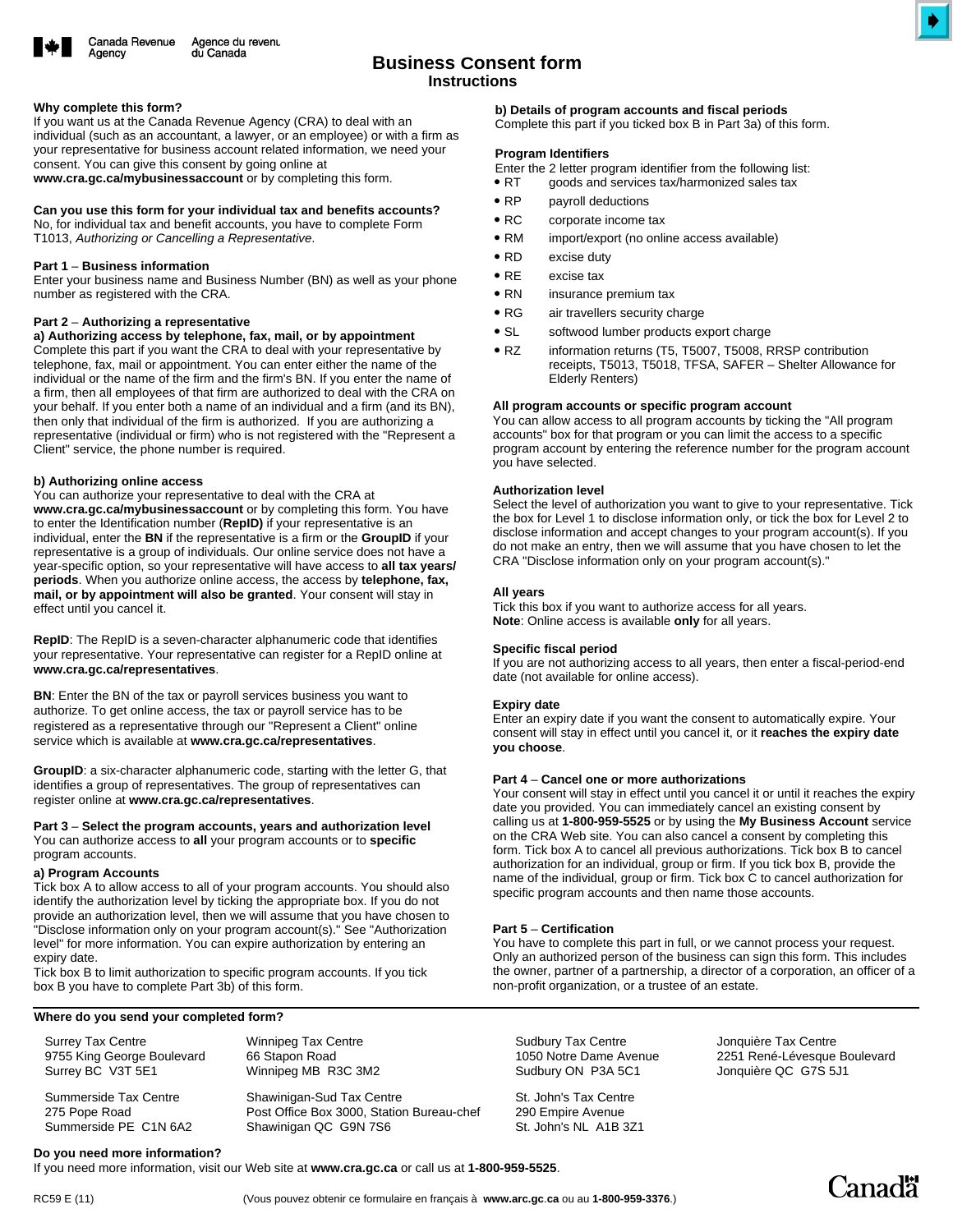Canada Revenue Agency | Agence du revenu du Canada

# Business Consent form

## Instructions

**Why complete this form?**
If you want us at the Canada Revenue Agency (CRA) to deal with an individual (such as an accountant, a lawyer, or an employee) or with a firm as your representative for business account related information, we need your consent. You can give this consent by going online at **www.cra.gc.ca/mybusinessaccount** or by completing this form.

**Can you use this form for your individual tax and benefits accounts?**
No, for individual tax and benefit accounts, you have to complete Form T1013, *Authorizing or Cancelling a Representative*.

**Part 1 – Business information**
Enter your business name and Business Number (BN) as well as your phone number as registered with the CRA.

**Part 2 – Authorizing a representative**
**a) Authorizing access by telephone, fax, mail, or by appointment**
Complete this part if you want the CRA to deal with your representative by telephone, fax, mail or appointment. You can enter either the name of the individual or the name of the firm and the firm's BN. If you enter the name of a firm, then all employees of that firm are authorized to deal with the CRA on your behalf. If you enter both a name of an individual and a firm (and its BN), then only that individual of the firm is authorized. If you are authorizing a representative (individual or firm) who is not registered with the "Represent a Client" service, the phone number is required.

**b) Authorizing online access**
You can authorize your representative to deal with the CRA at **www.cra.gc.ca/mybusinessaccount** or by completing this form. You have to enter the Identification number (**RepID)** if your representative is an individual, enter the **BN** if the representative is a firm or the **GroupID** if your representative is a group of individuals. Our online service does not have a year-specific option, so your representative will have access to **all tax years/ periods**. When you authorize online access, the access by **telephone, fax, mail, or by appointment will also be granted**. Your consent will stay in effect until you cancel it.

**RepID**: The RepID is a seven-character alphanumeric code that identifies your representative. Your representative can register for a RepID online at **www.cra.gc.ca/representatives**.

**BN**: Enter the BN of the tax or payroll services business you want to authorize. To get online access, the tax or payroll service has to be registered as a representative through our "Represent a Client" online service which is available at **www.cra.gc.ca/representatives**.

**GroupID**: a six-character alphanumeric code, starting with the letter G, that identifies a group of representatives. The group of representatives can register online at **www.cra.gc.ca/representatives**.

**Part 3 – Select the program accounts, years and authorization level**
You can authorize access to **all** your program accounts or to **specific** program accounts.

**a) Program Accounts**
Tick box A to allow access to all of your program accounts. You should also identify the authorization level by ticking the appropriate box. If you do not provide an authorization level, then we will assume that you have chosen to "Disclose information only on your program account(s)." See "Authorization level" for more information. You can expire authorization by entering an expiry date.
Tick box B to limit authorization to specific program accounts. If you tick box B you have to complete Part 3b) of this form.

**b) Details of program accounts and fiscal periods**
Complete this part if you ticked box B in Part 3a) of this form.

**Program Identifiers**
Enter the 2 letter program identifier from the following list:
- RT goods and services tax/harmonized sales tax
- RP payroll deductions
- RC corporate income tax
- RM import/export (no online access available)
- RD excise duty
- RE excise tax
- RN insurance premium tax
- RG air travellers security charge
- SL softwood lumber products export charge
- RZ information returns (T5, T5007, T5008, RRSP contribution receipts, T5013, T5018, TFSA, SAFER – Shelter Allowance for Elderly Renters)

**All program accounts or specific program account**
You can allow access to all program accounts by ticking the "All program accounts" box for that program or you can limit the access to a specific program account by entering the reference number for the program account you have selected.

**Authorization level**
Select the level of authorization you want to give to your representative. Tick the box for Level 1 to disclose information only, or tick the box for Level 2 to disclose information and accept changes to your program account(s). If you do not make an entry, then we will assume that you have chosen to let the CRA "Disclose information only on your program account(s)."

**All years**
Tick this box if you want to authorize access for all years.
**Note**: Online access is available **only** for all years.

**Specific fiscal period**
If you are not authorizing access to all years, then enter a fiscal-period-end date (not available for online access).

**Expiry date**
Enter an expiry date if you want the consent to automatically expire. Your consent will stay in effect until you cancel it, or it **reaches the expiry date you choose**.

**Part 4 – Cancel one or more authorizations**
Your consent will stay in effect until you cancel it or until it reaches the expiry date you provided. You can immediately cancel an existing consent by calling us at **1-800-959-5525** or by using the **My Business Account** service on the CRA Web site. You can also cancel a consent by completing this form. Tick box A to cancel all previous authorizations. Tick box B to cancel authorization for an individual, group or firm. If you tick box B, provide the name of the individual, group or firm. Tick box C to cancel authorization for specific program accounts and then name those accounts.

**Part 5 – Certification**
You have to complete this part in full, or we cannot process your request. Only an authorized person of the business can sign this form. This includes the owner, partner of a partnership, a director of a corporation, an officer of a non-profit organization, or a trustee of an estate.

**Where do you send your completed form?**

Surrey Tax Centre
9755 King George Boulevard
Surrey BC V3T 5E1

Summerside Tax Centre
275 Pope Road
Summerside PE C1N 6A2

Winnipeg Tax Centre
66 Stapon Road
Winnipeg MB R3C 3M2

Shawinigan-Sud Tax Centre
Post Office Box 3000, Station Bureau-chef
Shawinigan QC G9N 7S6

Sudbury Tax Centre
1050 Notre Dame Avenue
Sudbury ON P3A 5C1

St. John's Tax Centre
290 Empire Avenue
St. John's NL A1B 3Z1

Jonquière Tax Centre
2251 René-Lévesque Boulevard
Jonquière QC G7S 5J1

**Do you need more information?**
If you need more information, visit our Web site at **www.cra.gc.ca** or call us at **1-800-959-5525**.

RC59 E (11)

(Vous pouvez obtenir ce formulaire en français à **www.arc.gc.ca** ou au **1-800-959-3376**.)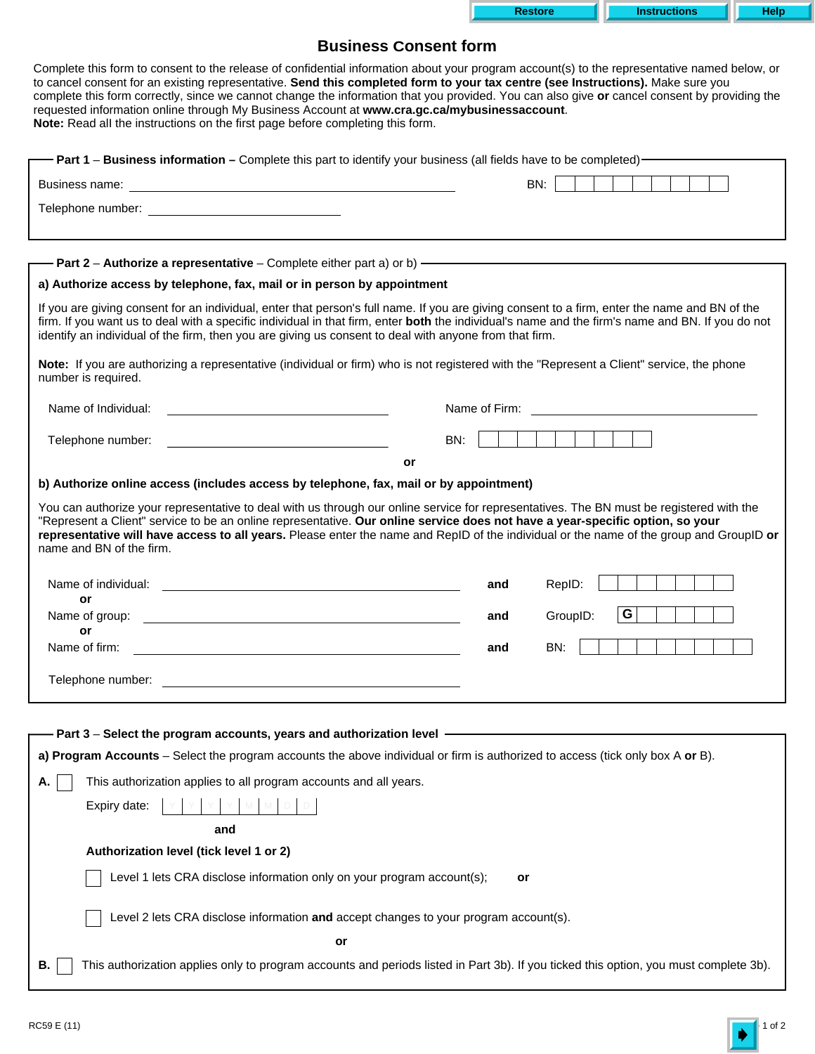Restore | Instructions | Help

# Business Consent form

Complete this form to consent to the release of confidential information about your program account(s) to the representative named below, or to cancel consent for an existing representative. **Send this completed form to your tax centre (see Instructions).** Make sure you complete this form correctly, since we cannot change the information that you provided. You can also give **or** cancel consent by providing the requested information online through My Business Account at **www.cra.gc.ca/mybusinessaccount**.
**Note:** Read all the instructions on the first page before completing this form.

## Part 1 – Business information – Complete this part to identify your business (all fields have to be completed)

Business name: ____________________ BN: ☐☐☐☐☐☐☐☐☐

Telephone number: ____________________

## Part 2 – Authorize a representative – Complete either part a) or b)

**a) Authorize access by telephone, fax, mail or in person by appointment**

If you are giving consent for an individual, enter that person's full name. If you are giving consent to a firm, enter the name and BN of the firm. If you want us to deal with a specific individual in that firm, enter **both** the individual's name and the firm's name and BN. If you do not identify an individual of the firm, then you are giving us consent to deal with anyone from that firm.

**Note:** If you are authorizing a representative (individual or firm) who is not registered with the "Represent a Client" service, the phone number is required.

Name of Individual: ____________________ Name of Firm: ____________________

Telephone number: ____________________ BN: ☐☐☐☐☐☐☐☐☐

**or**

**b) Authorize online access (includes access by telephone, fax, mail or by appointment)**

You can authorize your representative to deal with us through our online service for representatives. The BN must be registered with the "Represent a Client" service to be an online representative. **Our online service does not have a year-specific option, so your representative will have access to all years.** Please enter the name and RepID of the individual or the name of the group and GroupID **or** name and BN of the firm.

Name of individual: ____________________ **and** RepID: ☐☐☐☐☐☐☐
**or**
Name of group: ____________________ **and** GroupID: G☐☐☐☐☐☐
**or**
Name of firm: ____________________ **and** BN: ☐☐☐☐☐☐☐☐☐

Telephone number: ____________________

## Part 3 – Select the program accounts, years and authorization level

**a) Program Accounts** – Select the program accounts the above individual or firm is authorized to access (tick only box A **or** B).

**A.** ☐ This authorization applies to all program accounts and all years.

Expiry date: Y Y Y Y M M D D

**and**

**Authorization level (tick level 1 or 2)**

☐ Level 1 lets CRA disclose information only on your program account(s); **or**

☐ Level 2 lets CRA disclose information **and** accept changes to your program account(s).

**or**

**B.** ☐ This authorization applies only to program accounts and periods listed in Part 3b). If you ticked this option, you must complete 3b).

RC59 E (11)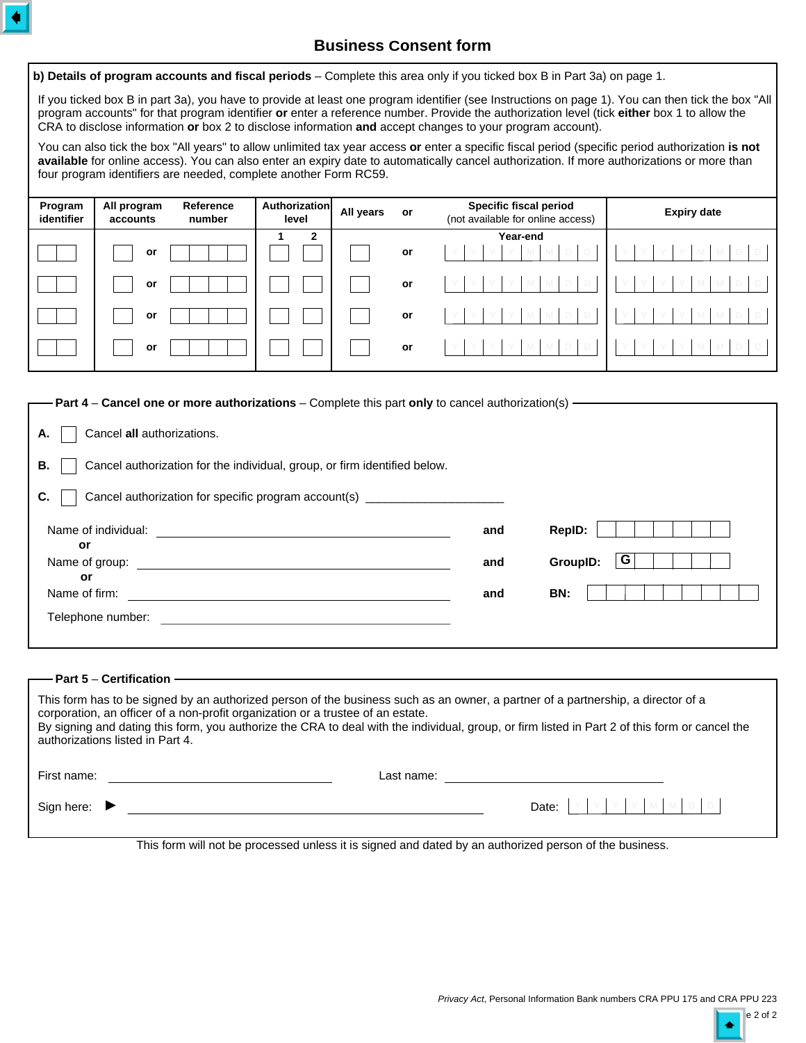# Business Consent form

**b) Details of program accounts and fiscal periods** – Complete this area only if you ticked box B in Part 3a) on page 1.

If you ticked box B in part 3a), you have to provide at least one program identifier (see Instructions on page 1). You can then tick the box "All program accounts" for that program identifier **or** enter a reference number. Provide the authorization level (tick **either** box 1 to allow the CRA to disclose information **or** box 2 to disclose information **and** accept changes to your program account).

You can also tick the box "All years" to allow unlimited tax year access **or** enter a specific fiscal period (specific period authorization **is not available** for online access). You can also enter an expiry date to automatically cancel authorization. If more authorizations or more than four program identifiers are needed, complete another Form RC59.

| Program identifier | All program accounts | | Reference number | Authorization level 1 | Authorization level 2 | All years | | Specific fiscal period (not available for online access) Year-end | Expiry date |
|---|---|---|---|---|---|---|---|---|---|
| | ☐ | or | | ☐ | ☐ | ☐ | or | YYYYMMDD | YYYYMMDD |
| | ☐ | or | | ☐ | ☐ | ☐ | or | YYYYMMDD | YYYYMMDD |
| | ☐ | or | | ☐ | ☐ | ☐ | or | YYYYMMDD | YYYYMMDD |
| | ☐ | or | | ☐ | ☐ | ☐ | or | YYYYMMDD | YYYYMMDD |

## Part 4 – Cancel one or more authorizations – Complete this part **only** to cancel authorization(s)

**A.** ☐ Cancel **all** authorizations.

**B.** ☐ Cancel authorization for the individual, group, or firm identified below.

**C.** ☐ Cancel authorization for specific program account(s) ____________________

Name of individual: ______________________ **and** **RepID:** ________

**or**

Name of group: ______________________ **and** **GroupID:** G________

**or**

Name of firm: ______________________ **and** **BN:** ________

Telephone number: ______________________

## Part 5 – Certification

This form has to be signed by an authorized person of the business such as an owner, a partner of a partnership, a director of a corporation, an officer of a non-profit organization or a trustee of an estate.
By signing and dating this form, you authorize the CRA to deal with the individual, group, or firm listed in Part 2 of this form or cancel the authorizations listed in Part 4.

First name: ______________________ Last name: ______________________

Sign here: ► ______________________ Date: YYYYMMDD

This form will not be processed unless it is signed and dated by an authorized person of the business.

*Privacy Act*, Personal Information Bank numbers CRA PPU 175 and CRA PPU 223